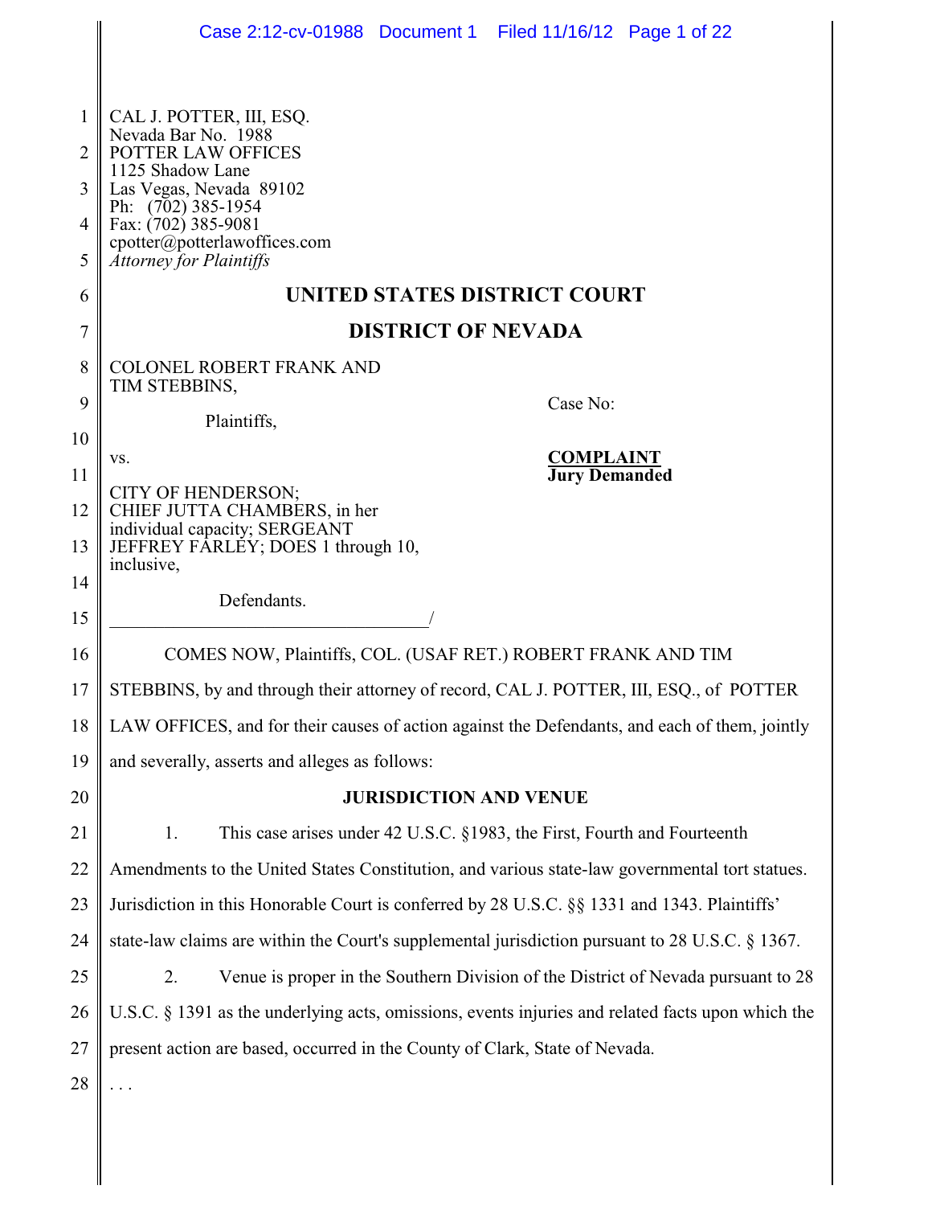CAL J. POTTER, III, ESQ.
Nevada Bar No. 1988
POTTER LAW OFFICES
1125 Shadow Lane
Las Vegas, Nevada 89102
Ph: (702) 385-1954
Fax: (702) 385-9081
cpotter@potterlawoffices.com
*Attorney for Plaintiffs*

# UNITED STATES DISTRICT COURT

# DISTRICT OF NEVADA

COLONEL ROBERT FRANK AND TIM STEBBINS,

Plaintiffs,

vs.

CITY OF HENDERSON; CHIEF JUTTA CHAMBERS, in her individual capacity; SERGEANT JEFFREY FARLEY; DOES 1 through 10, inclusive,

Defendants.
_________________________________/

Case No:

**COMPLAINT**
**Jury Demanded**

COMES NOW, Plaintiffs, COL. (USAF RET.) ROBERT FRANK AND TIM STEBBINS, by and through their attorney of record, CAL J. POTTER, III, ESQ., of POTTER LAW OFFICES, and for their causes of action against the Defendants, and each of them, jointly and severally, asserts and alleges as follows:

## JURISDICTION AND VENUE

1. This case arises under 42 U.S.C. §1983, the First, Fourth and Fourteenth Amendments to the United States Constitution, and various state-law governmental tort statues. Jurisdiction in this Honorable Court is conferred by 28 U.S.C. §§ 1331 and 1343. Plaintiffs' state-law claims are within the Court's supplemental jurisdiction pursuant to 28 U.S.C. § 1367.

2. Venue is proper in the Southern Division of the District of Nevada pursuant to 28 U.S.C. § 1391 as the underlying acts, omissions, events injuries and related facts upon which the present action are based, occurred in the County of Clark, State of Nevada.

. . .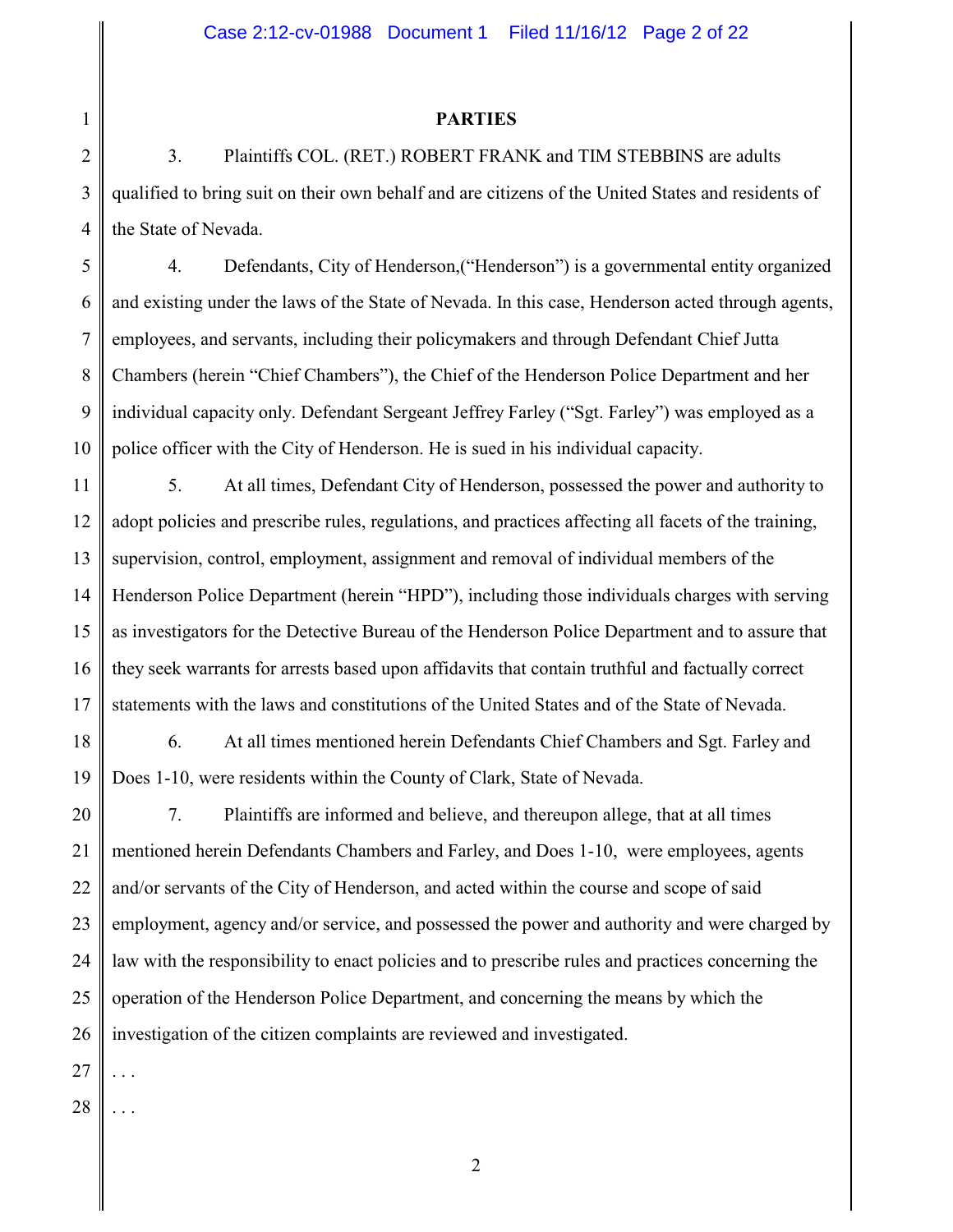## PARTIES

3. Plaintiffs COL. (RET.) ROBERT FRANK and TIM STEBBINS are adults qualified to bring suit on their own behalf and are citizens of the United States and residents of the State of Nevada.

4. Defendants, City of Henderson,("Henderson") is a governmental entity organized and existing under the laws of the State of Nevada. In this case, Henderson acted through agents, employees, and servants, including their policymakers and through Defendant Chief Jutta Chambers (herein "Chief Chambers"), the Chief of the Henderson Police Department and her individual capacity only. Defendant Sergeant Jeffrey Farley ("Sgt. Farley") was employed as a police officer with the City of Henderson. He is sued in his individual capacity.

5. At all times, Defendant City of Henderson, possessed the power and authority to adopt policies and prescribe rules, regulations, and practices affecting all facets of the training, supervision, control, employment, assignment and removal of individual members of the Henderson Police Department (herein "HPD"), including those individuals charges with serving as investigators for the Detective Bureau of the Henderson Police Department and to assure that they seek warrants for arrests based upon affidavits that contain truthful and factually correct statements with the laws and constitutions of the United States and of the State of Nevada.

6. At all times mentioned herein Defendants Chief Chambers and Sgt. Farley and Does 1-10, were residents within the County of Clark, State of Nevada.

7. Plaintiffs are informed and believe, and thereupon allege, that at all times mentioned herein Defendants Chambers and Farley, and Does 1-10, were employees, agents and/or servants of the City of Henderson, and acted within the course and scope of said employment, agency and/or service, and possessed the power and authority and were charged by law with the responsibility to enact policies and to prescribe rules and practices concerning the operation of the Henderson Police Department, and concerning the means by which the investigation of the citizen complaints are reviewed and investigated.

. . .

. . .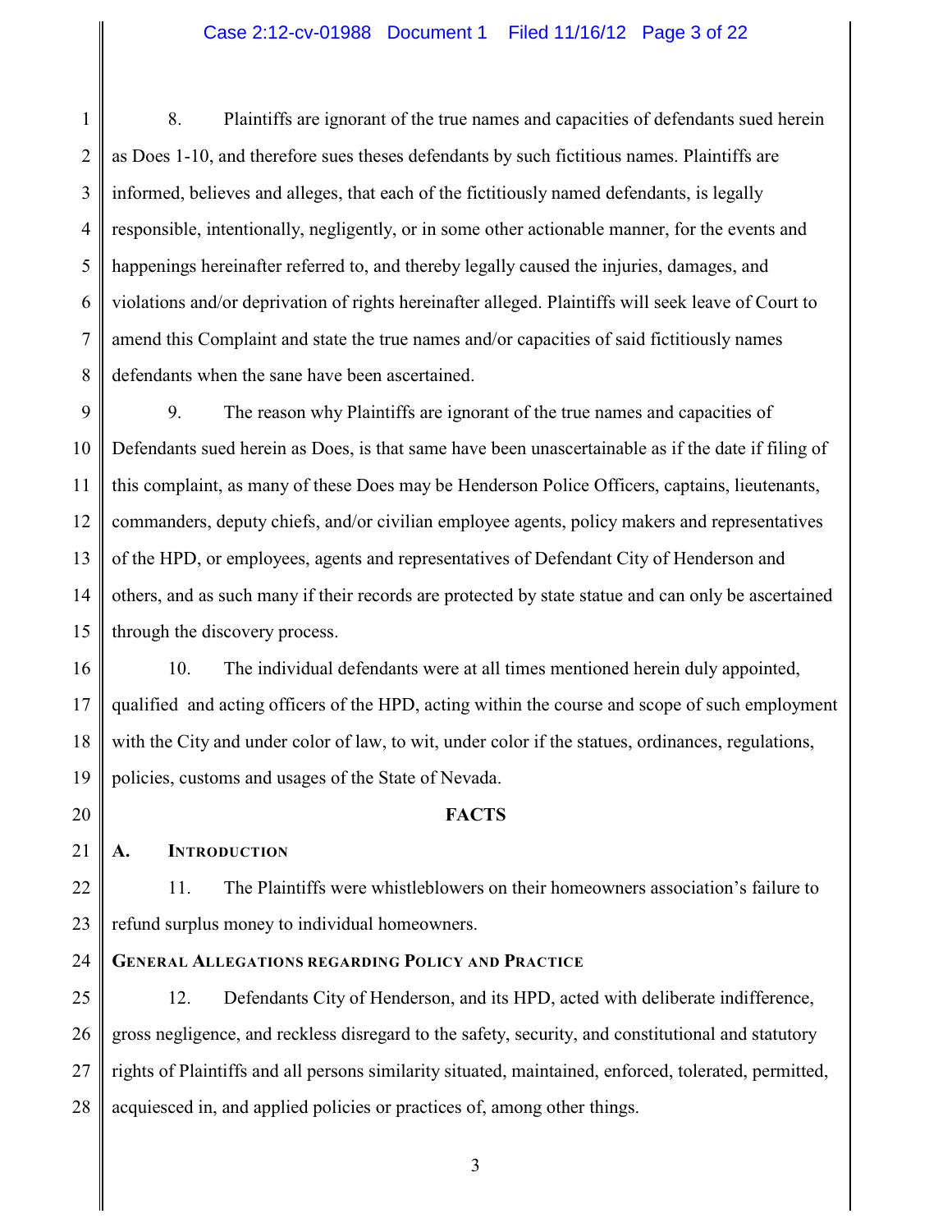8. Plaintiffs are ignorant of the true names and capacities of defendants sued herein as Does 1-10, and therefore sues theses defendants by such fictitious names. Plaintiffs are informed, believes and alleges, that each of the fictitiously named defendants, is legally responsible, intentionally, negligently, or in some other actionable manner, for the events and happenings hereinafter referred to, and thereby legally caused the injuries, damages, and violations and/or deprivation of rights hereinafter alleged. Plaintiffs will seek leave of Court to amend this Complaint and state the true names and/or capacities of said fictitiously names defendants when the sane have been ascertained.

9. The reason why Plaintiffs are ignorant of the true names and capacities of Defendants sued herein as Does, is that same have been unascertainable as if the date if filing of this complaint, as many of these Does may be Henderson Police Officers, captains, lieutenants, commanders, deputy chiefs, and/or civilian employee agents, policy makers and representatives of the HPD, or employees, agents and representatives of Defendant City of Henderson and others, and as such many if their records are protected by state statue and can only be ascertained through the discovery process.

10. The individual defendants were at all times mentioned herein duly appointed, qualified and acting officers of the HPD, acting within the course and scope of such employment with the City and under color of law, to wit, under color if the statues, ordinances, regulations, policies, customs and usages of the State of Nevada.

## FACTS

### A. Introduction

11. The Plaintiffs were whistleblowers on their homeowners association's failure to refund surplus money to individual homeowners.

### General Allegations regarding Policy and Practice

12. Defendants City of Henderson, and its HPD, acted with deliberate indifference, gross negligence, and reckless disregard to the safety, security, and constitutional and statutory rights of Plaintiffs and all persons similarity situated, maintained, enforced, tolerated, permitted, acquiesced in, and applied policies or practices of, among other things.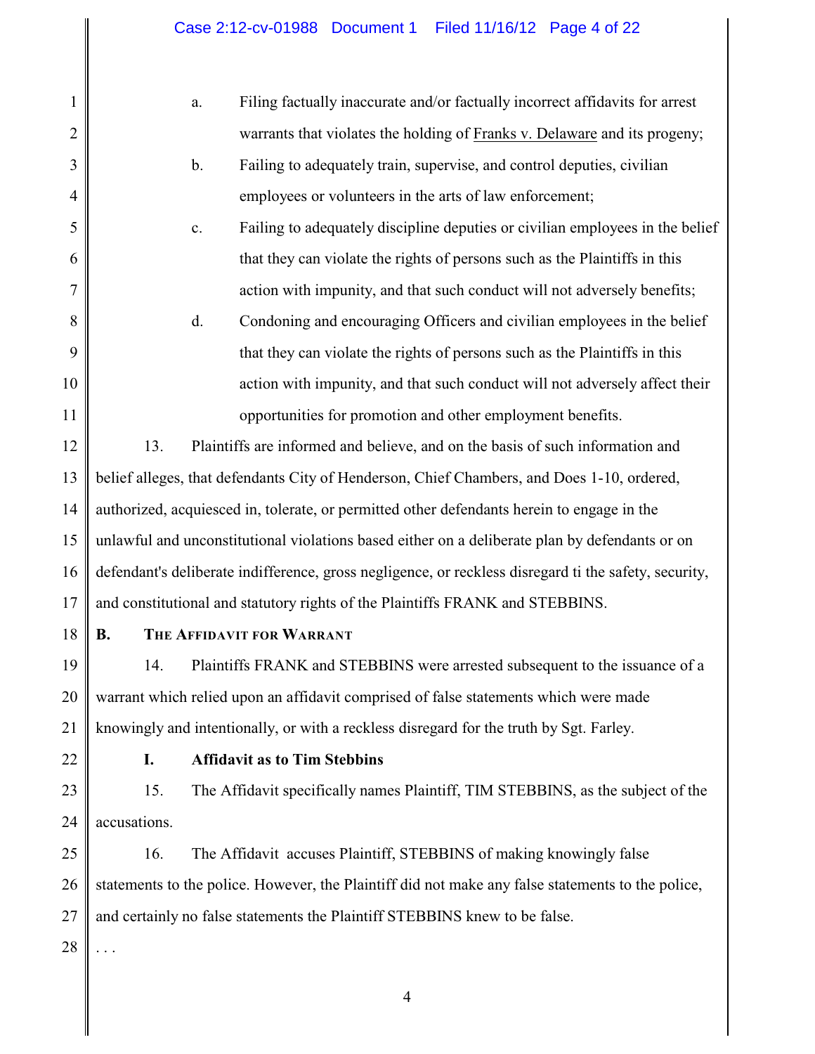a. Filing factually inaccurate and/or factually incorrect affidavits for arrest warrants that violates the holding of Franks v. Delaware and its progeny;

b. Failing to adequately train, supervise, and control deputies, civilian employees or volunteers in the arts of law enforcement;

c. Failing to adequately discipline deputies or civilian employees in the belief that they can violate the rights of persons such as the Plaintiffs in this action with impunity, and that such conduct will not adversely benefits;

d. Condoning and encouraging Officers and civilian employees in the belief that they can violate the rights of persons such as the Plaintiffs in this action with impunity, and that such conduct will not adversely affect their opportunities for promotion and other employment benefits.

13. Plaintiffs are informed and believe, and on the basis of such information and belief alleges, that defendants City of Henderson, Chief Chambers, and Does 1-10, ordered, authorized, acquiesced in, tolerate, or permitted other defendants herein to engage in the unlawful and unconstitutional violations based either on a deliberate plan by defendants or on defendant's deliberate indifference, gross negligence, or reckless disregard ti the safety, security, and constitutional and statutory rights of the Plaintiffs FRANK and STEBBINS.

### B. The Affidavit for Warrant

14. Plaintiffs FRANK and STEBBINS were arrested subsequent to the issuance of a warrant which relied upon an affidavit comprised of false statements which were made knowingly and intentionally, or with a reckless disregard for the truth by Sgt. Farley.

#### I. Affidavit as to Tim Stebbins

15. The Affidavit specifically names Plaintiff, TIM STEBBINS, as the subject of the accusations.

16. The Affidavit accuses Plaintiff, STEBBINS of making knowingly false statements to the police. However, the Plaintiff did not make any false statements to the police, and certainly no false statements the Plaintiff STEBBINS knew to be false.

. . .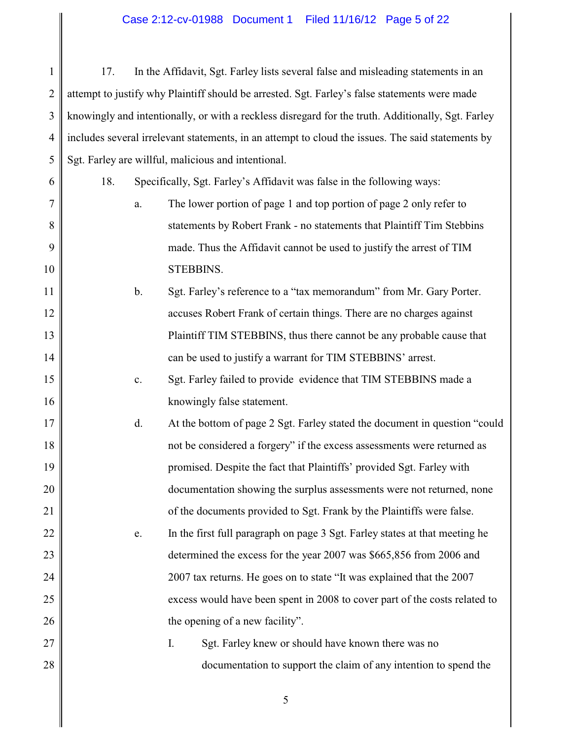17. In the Affidavit, Sgt. Farley lists several false and misleading statements in an attempt to justify why Plaintiff should be arrested. Sgt. Farley's false statements were made knowingly and intentionally, or with a reckless disregard for the truth. Additionally, Sgt. Farley includes several irrelevant statements, in an attempt to cloud the issues. The said statements by Sgt. Farley are willful, malicious and intentional.

18. Specifically, Sgt. Farley's Affidavit was false in the following ways:

a. The lower portion of page 1 and top portion of page 2 only refer to statements by Robert Frank - no statements that Plaintiff Tim Stebbins made. Thus the Affidavit cannot be used to justify the arrest of TIM STEBBINS.

b. Sgt. Farley's reference to a "tax memorandum" from Mr. Gary Porter. accuses Robert Frank of certain things. There are no charges against Plaintiff TIM STEBBINS, thus there cannot be any probable cause that can be used to justify a warrant for TIM STEBBINS' arrest.

c. Sgt. Farley failed to provide evidence that TIM STEBBINS made a knowingly false statement.

d. At the bottom of page 2 Sgt. Farley stated the document in question "could not be considered a forgery" if the excess assessments were returned as promised. Despite the fact that Plaintiffs' provided Sgt. Farley with documentation showing the surplus assessments were not returned, none of the documents provided to Sgt. Frank by the Plaintiffs were false.

e. In the first full paragraph on page 3 Sgt. Farley states at that meeting he determined the excess for the year 2007 was $665,856 from 2006 and 2007 tax returns. He goes on to state "It was explained that the 2007 excess would have been spent in 2008 to cover part of the costs related to the opening of a new facility".

I. Sgt. Farley knew or should have known there was no documentation to support the claim of any intention to spend the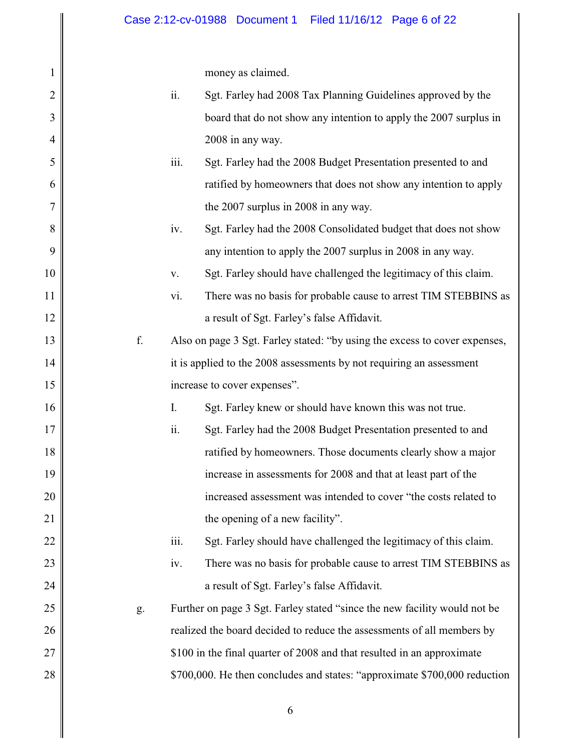money as claimed.

ii. Sgt. Farley had 2008 Tax Planning Guidelines approved by the board that do not show any intention to apply the 2007 surplus in 2008 in any way.

iii. Sgt. Farley had the 2008 Budget Presentation presented to and ratified by homeowners that does not show any intention to apply the 2007 surplus in 2008 in any way.

iv. Sgt. Farley had the 2008 Consolidated budget that does not show any intention to apply the 2007 surplus in 2008 in any way.

v. Sgt. Farley should have challenged the legitimacy of this claim.

vi. There was no basis for probable cause to arrest TIM STEBBINS as a result of Sgt. Farley's false Affidavit.

f. Also on page 3 Sgt. Farley stated: "by using the excess to cover expenses, it is applied to the 2008 assessments by not requiring an assessment increase to cover expenses".

I. Sgt. Farley knew or should have known this was not true.

ii. Sgt. Farley had the 2008 Budget Presentation presented to and ratified by homeowners. Those documents clearly show a major increase in assessments for 2008 and that at least part of the increased assessment was intended to cover "the costs related to the opening of a new facility".

iii. Sgt. Farley should have challenged the legitimacy of this claim.

iv. There was no basis for probable cause to arrest TIM STEBBINS as a result of Sgt. Farley's false Affidavit.

g. Further on page 3 Sgt. Farley stated "since the new facility would not be realized the board decided to reduce the assessments of all members by $100 in the final quarter of 2008 and that resulted in an approximate $700,000. He then concludes and states: "approximate $700,000 reduction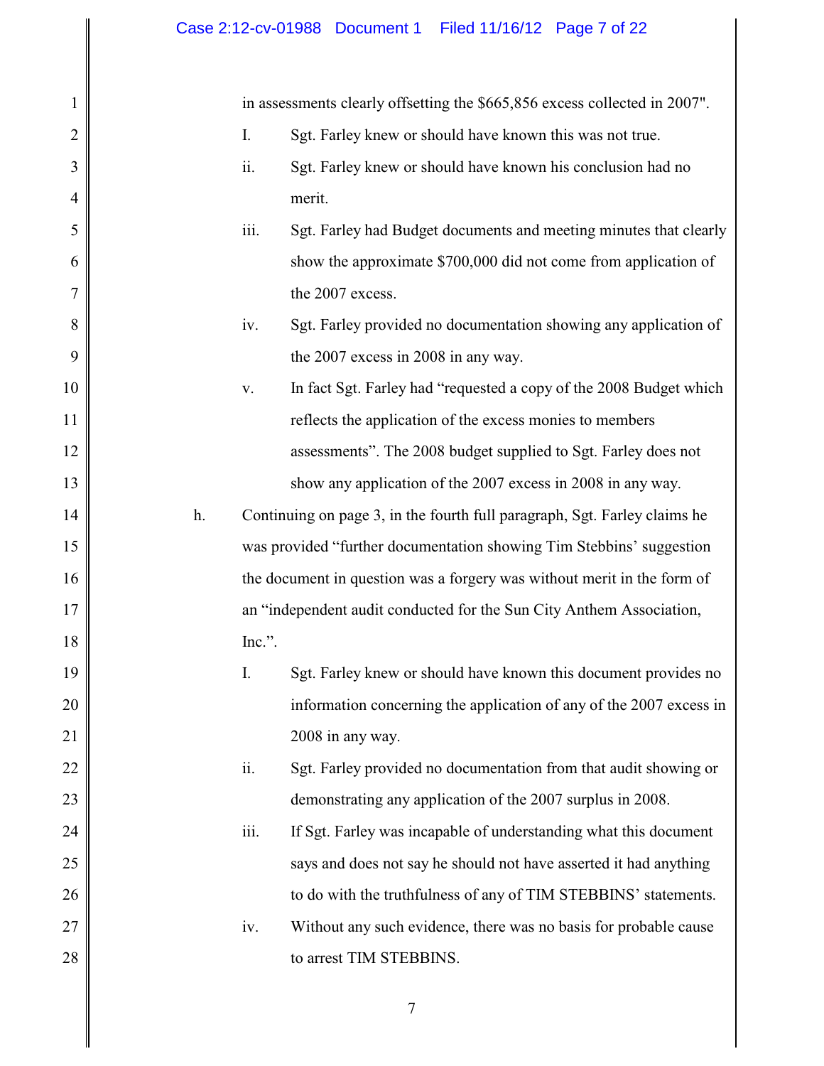in assessments clearly offsetting the $665,856 excess collected in 2007".

I. Sgt. Farley knew or should have known this was not true.

ii. Sgt. Farley knew or should have known his conclusion had no merit.

iii. Sgt. Farley had Budget documents and meeting minutes that clearly show the approximate $700,000 did not come from application of the 2007 excess.

iv. Sgt. Farley provided no documentation showing any application of the 2007 excess in 2008 in any way.

v. In fact Sgt. Farley had "requested a copy of the 2008 Budget which reflects the application of the excess monies to members assessments". The 2008 budget supplied to Sgt. Farley does not show any application of the 2007 excess in 2008 in any way.

h. Continuing on page 3, in the fourth full paragraph, Sgt. Farley claims he was provided "further documentation showing Tim Stebbins' suggestion the document in question was a forgery was without merit in the form of an "independent audit conducted for the Sun City Anthem Association, Inc.".

I. Sgt. Farley knew or should have known this document provides no information concerning the application of any of the 2007 excess in 2008 in any way.

ii. Sgt. Farley provided no documentation from that audit showing or demonstrating any application of the 2007 surplus in 2008.

iii. If Sgt. Farley was incapable of understanding what this document says and does not say he should not have asserted it had anything to do with the truthfulness of any of TIM STEBBINS' statements.

iv. Without any such evidence, there was no basis for probable cause to arrest TIM STEBBINS.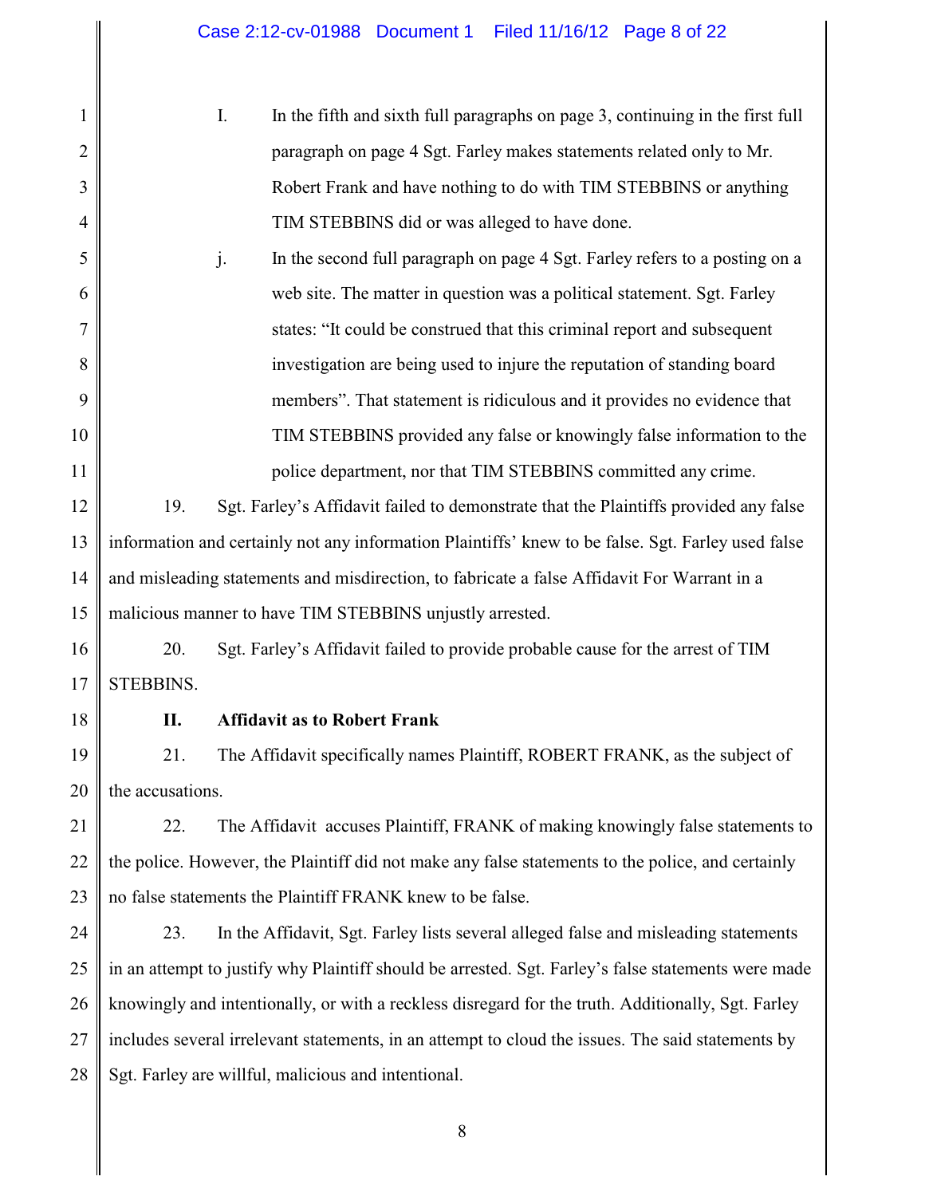I. In the fifth and sixth full paragraphs on page 3, continuing in the first full paragraph on page 4 Sgt. Farley makes statements related only to Mr. Robert Frank and have nothing to do with TIM STEBBINS or anything TIM STEBBINS did or was alleged to have done.

j. In the second full paragraph on page 4 Sgt. Farley refers to a posting on a web site. The matter in question was a political statement. Sgt. Farley states: "It could be construed that this criminal report and subsequent investigation are being used to injure the reputation of standing board members". That statement is ridiculous and it provides no evidence that TIM STEBBINS provided any false or knowingly false information to the police department, nor that TIM STEBBINS committed any crime.

19. Sgt. Farley's Affidavit failed to demonstrate that the Plaintiffs provided any false information and certainly not any information Plaintiffs' knew to be false. Sgt. Farley used false and misleading statements and misdirection, to fabricate a false Affidavit For Warrant in a malicious manner to have TIM STEBBINS unjustly arrested.

20. Sgt. Farley's Affidavit failed to provide probable cause for the arrest of TIM STEBBINS.

**II. Affidavit as to Robert Frank**

21. The Affidavit specifically names Plaintiff, ROBERT FRANK, as the subject of the accusations.

22. The Affidavit accuses Plaintiff, FRANK of making knowingly false statements to the police. However, the Plaintiff did not make any false statements to the police, and certainly no false statements the Plaintiff FRANK knew to be false.

23. In the Affidavit, Sgt. Farley lists several alleged false and misleading statements in an attempt to justify why Plaintiff should be arrested. Sgt. Farley's false statements were made knowingly and intentionally, or with a reckless disregard for the truth. Additionally, Sgt. Farley includes several irrelevant statements, in an attempt to cloud the issues. The said statements by Sgt. Farley are willful, malicious and intentional.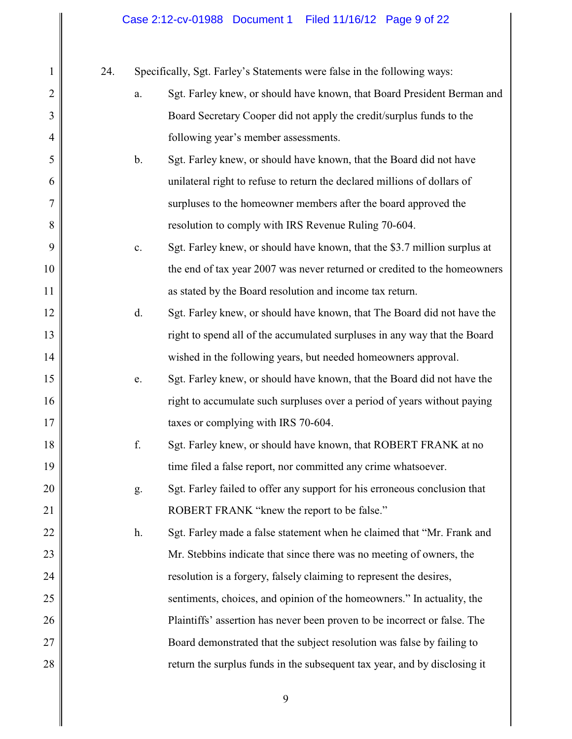24. Specifically, Sgt. Farley's Statements were false in the following ways:

a. Sgt. Farley knew, or should have known, that Board President Berman and Board Secretary Cooper did not apply the credit/surplus funds to the following year's member assessments.

b. Sgt. Farley knew, or should have known, that the Board did not have unilateral right to refuse to return the declared millions of dollars of surpluses to the homeowner members after the board approved the resolution to comply with IRS Revenue Ruling 70-604.

c. Sgt. Farley knew, or should have known, that the $3.7 million surplus at the end of tax year 2007 was never returned or credited to the homeowners as stated by the Board resolution and income tax return.

d. Sgt. Farley knew, or should have known, that The Board did not have the right to spend all of the accumulated surpluses in any way that the Board wished in the following years, but needed homeowners approval.

e. Sgt. Farley knew, or should have known, that the Board did not have the right to accumulate such surpluses over a period of years without paying taxes or complying with IRS 70-604.

f. Sgt. Farley knew, or should have known, that ROBERT FRANK at no time filed a false report, nor committed any crime whatsoever.

g. Sgt. Farley failed to offer any support for his erroneous conclusion that ROBERT FRANK "knew the report to be false."

h. Sgt. Farley made a false statement when he claimed that "Mr. Frank and Mr. Stebbins indicate that since there was no meeting of owners, the resolution is a forgery, falsely claiming to represent the desires, sentiments, choices, and opinion of the homeowners." In actuality, the Plaintiffs' assertion has never been proven to be incorrect or false. The Board demonstrated that the subject resolution was false by failing to return the surplus funds in the subsequent tax year, and by disclosing it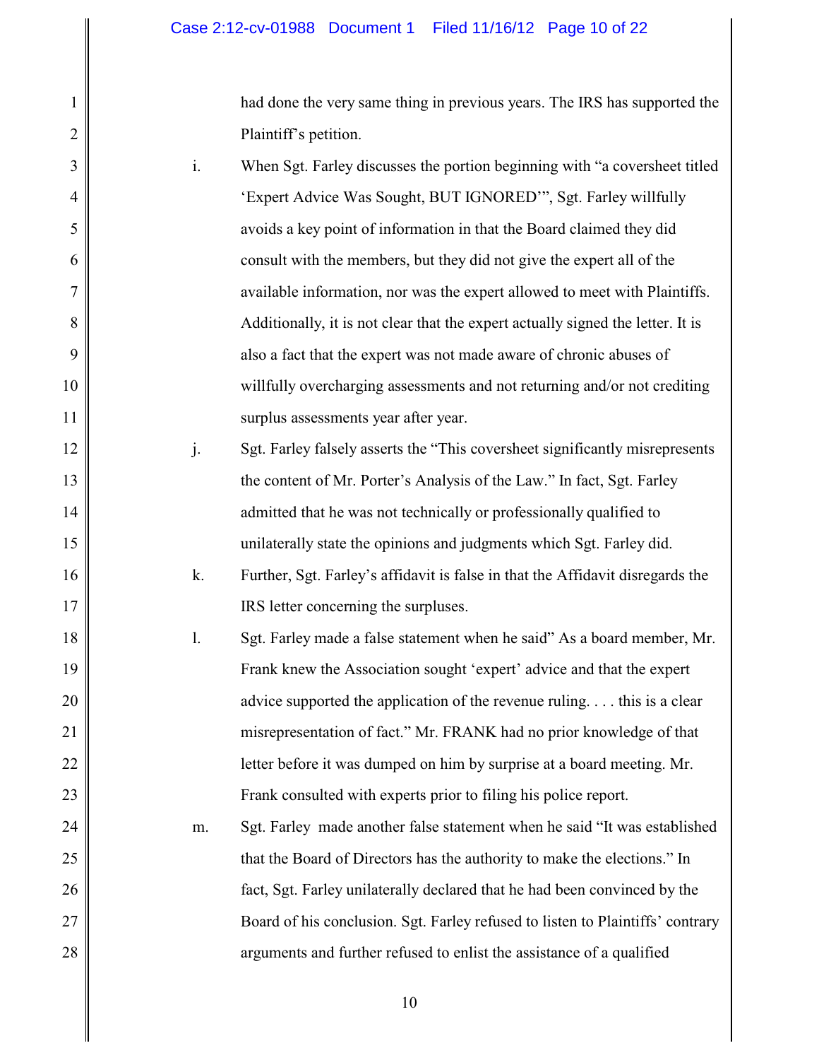had done the very same thing in previous years. The IRS has supported the Plaintiff's petition.

i. When Sgt. Farley discusses the portion beginning with "a coversheet titled 'Expert Advice Was Sought, BUT IGNORED'", Sgt. Farley willfully avoids a key point of information in that the Board claimed they did consult with the members, but they did not give the expert all of the available information, nor was the expert allowed to meet with Plaintiffs. Additionally, it is not clear that the expert actually signed the letter. It is also a fact that the expert was not made aware of chronic abuses of willfully overcharging assessments and not returning and/or not crediting surplus assessments year after year.

j. Sgt. Farley falsely asserts the "This coversheet significantly misrepresents the content of Mr. Porter's Analysis of the Law." In fact, Sgt. Farley admitted that he was not technically or professionally qualified to unilaterally state the opinions and judgments which Sgt. Farley did.

k. Further, Sgt. Farley's affidavit is false in that the Affidavit disregards the IRS letter concerning the surpluses.

l. Sgt. Farley made a false statement when he said" As a board member, Mr. Frank knew the Association sought 'expert' advice and that the expert advice supported the application of the revenue ruling. . . . this is a clear misrepresentation of fact." Mr. FRANK had no prior knowledge of that letter before it was dumped on him by surprise at a board meeting. Mr. Frank consulted with experts prior to filing his police report.

m. Sgt. Farley made another false statement when he said "It was established that the Board of Directors has the authority to make the elections." In fact, Sgt. Farley unilaterally declared that he had been convinced by the Board of his conclusion. Sgt. Farley refused to listen to Plaintiffs' contrary arguments and further refused to enlist the assistance of a qualified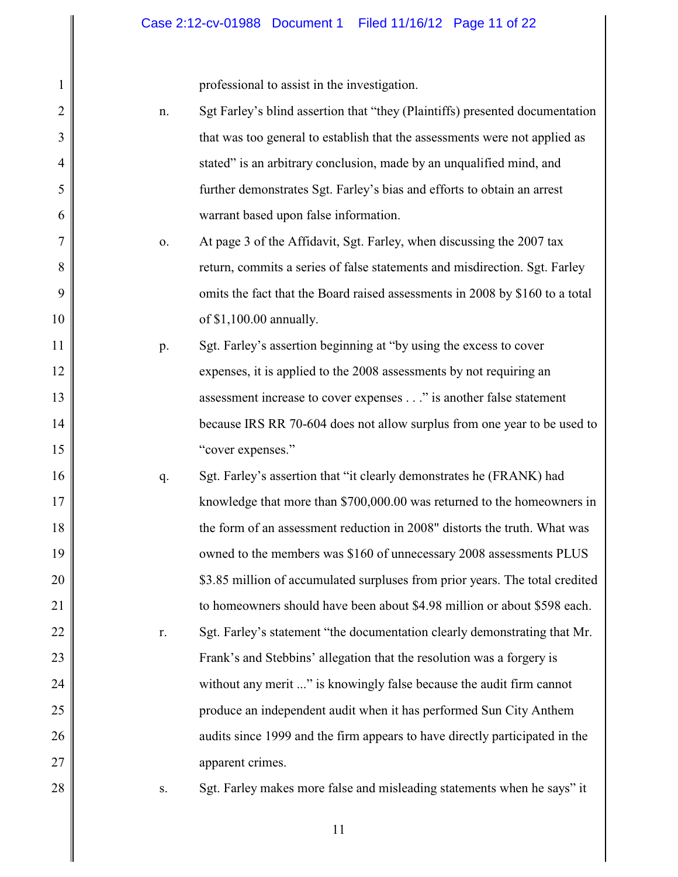professional to assist in the investigation.

n. Sgt Farley's blind assertion that "they (Plaintiffs) presented documentation that was too general to establish that the assessments were not applied as stated" is an arbitrary conclusion, made by an unqualified mind, and further demonstrates Sgt. Farley's bias and efforts to obtain an arrest warrant based upon false information.

o. At page 3 of the Affidavit, Sgt. Farley, when discussing the 2007 tax return, commits a series of false statements and misdirection. Sgt. Farley omits the fact that the Board raised assessments in 2008 by $160 to a total of $1,100.00 annually.

p. Sgt. Farley's assertion beginning at "by using the excess to cover expenses, it is applied to the 2008 assessments by not requiring an assessment increase to cover expenses . . ." is another false statement because IRS RR 70-604 does not allow surplus from one year to be used to "cover expenses."

q. Sgt. Farley's assertion that "it clearly demonstrates he (FRANK) had knowledge that more than $700,000.00 was returned to the homeowners in the form of an assessment reduction in 2008" distorts the truth. What was owned to the members was $160 of unnecessary 2008 assessments PLUS $3.85 million of accumulated surpluses from prior years. The total credited to homeowners should have been about $4.98 million or about $598 each.

r. Sgt. Farley's statement "the documentation clearly demonstrating that Mr. Frank's and Stebbins' allegation that the resolution was a forgery is without any merit ..." is knowingly false because the audit firm cannot produce an independent audit when it has performed Sun City Anthem audits since 1999 and the firm appears to have directly participated in the apparent crimes.

s. Sgt. Farley makes more false and misleading statements when he says" it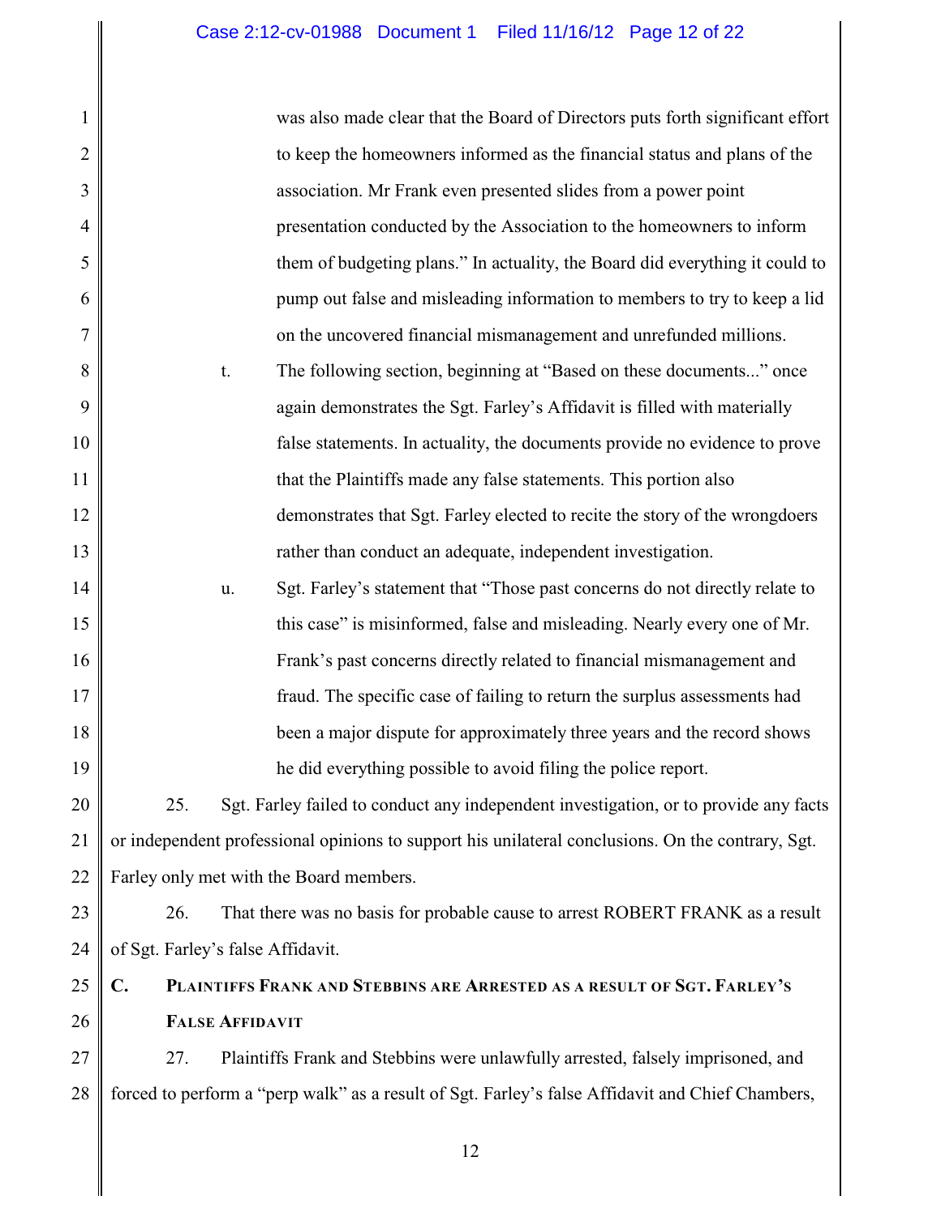was also made clear that the Board of Directors puts forth significant effort to keep the homeowners informed as the financial status and plans of the association. Mr Frank even presented slides from a power point presentation conducted by the Association to the homeowners to inform them of budgeting plans." In actuality, the Board did everything it could to pump out false and misleading information to members to try to keep a lid on the uncovered financial mismanagement and unrefunded millions.

t. The following section, beginning at "Based on these documents..." once again demonstrates the Sgt. Farley's Affidavit is filled with materially false statements. In actuality, the documents provide no evidence to prove that the Plaintiffs made any false statements. This portion also demonstrates that Sgt. Farley elected to recite the story of the wrongdoers rather than conduct an adequate, independent investigation.

u. Sgt. Farley's statement that "Those past concerns do not directly relate to this case" is misinformed, false and misleading. Nearly every one of Mr. Frank's past concerns directly related to financial mismanagement and fraud. The specific case of failing to return the surplus assessments had been a major dispute for approximately three years and the record shows he did everything possible to avoid filing the police report.

25. Sgt. Farley failed to conduct any independent investigation, or to provide any facts or independent professional opinions to support his unilateral conclusions. On the contrary, Sgt. Farley only met with the Board members.

26. That there was no basis for probable cause to arrest ROBERT FRANK as a result of Sgt. Farley's false Affidavit.

## C. Plaintiffs Frank and Stebbins are Arrested as a result of Sgt. Farley's False Affidavit

27. Plaintiffs Frank and Stebbins were unlawfully arrested, falsely imprisoned, and forced to perform a "perp walk" as a result of Sgt. Farley's false Affidavit and Chief Chambers,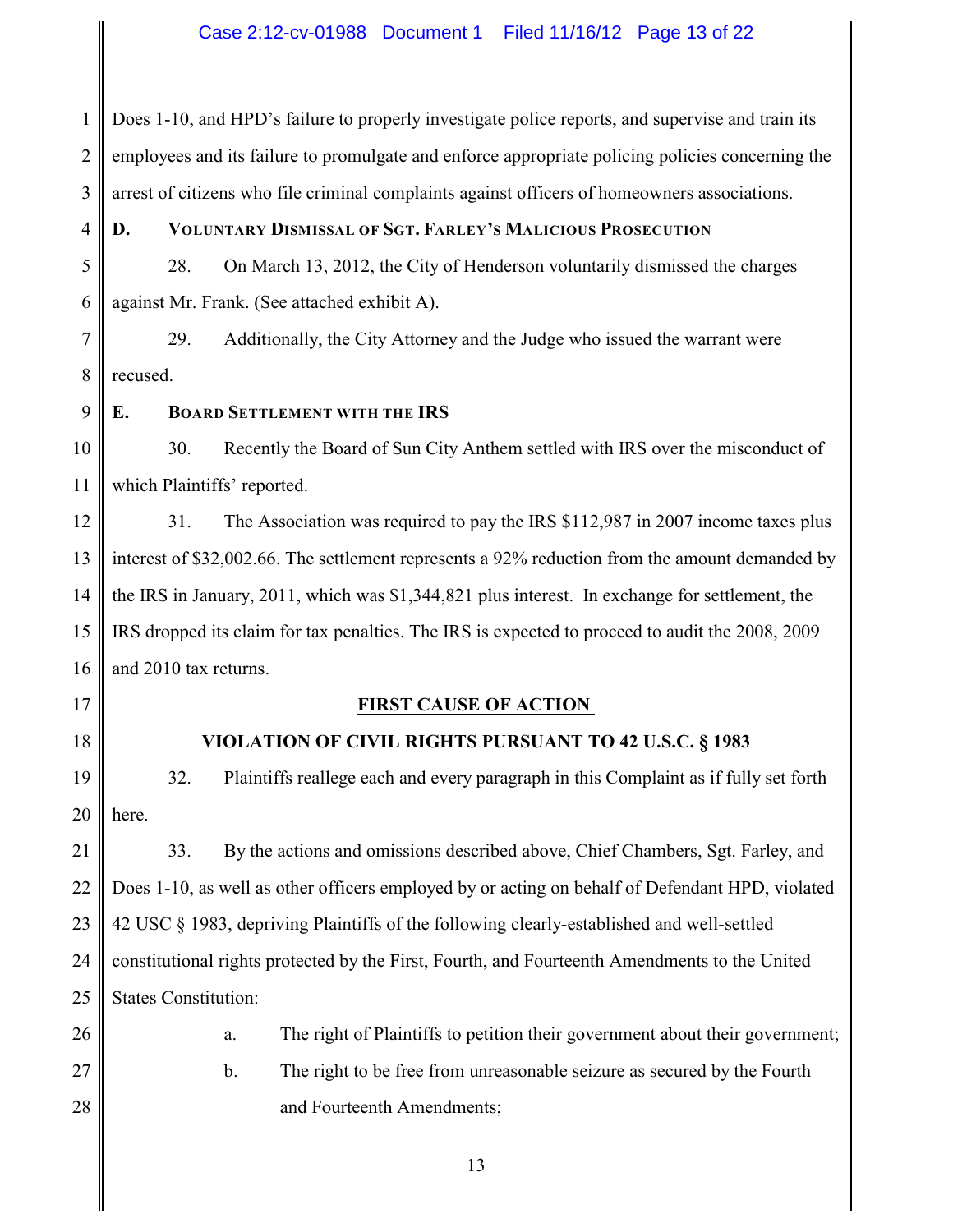Does 1-10, and HPD's failure to properly investigate police reports, and supervise and train its employees and its failure to promulgate and enforce appropriate policing policies concerning the arrest of citizens who file criminal complaints against officers of homeowners associations.

### D. VOLUNTARY DISMISSAL OF SGT. FARLEY'S MALICIOUS PROSECUTION

28. On March 13, 2012, the City of Henderson voluntarily dismissed the charges against Mr. Frank. (See attached exhibit A).

29. Additionally, the City Attorney and the Judge who issued the warrant were recused.

### E. BOARD SETTLEMENT WITH THE IRS

30. Recently the Board of Sun City Anthem settled with IRS over the misconduct of which Plaintiffs' reported.

31. The Association was required to pay the IRS $112,987 in 2007 income taxes plus interest of $32,002.66. The settlement represents a 92% reduction from the amount demanded by the IRS in January, 2011, which was $1,344,821 plus interest. In exchange for settlement, the IRS dropped its claim for tax penalties. The IRS is expected to proceed to audit the 2008, 2009 and 2010 tax returns.

## FIRST CAUSE OF ACTION

## VIOLATION OF CIVIL RIGHTS PURSUANT TO 42 U.S.C. § 1983

32. Plaintiffs reallege each and every paragraph in this Complaint as if fully set forth here.

33. By the actions and omissions described above, Chief Chambers, Sgt. Farley, and Does 1-10, as well as other officers employed by or acting on behalf of Defendant HPD, violated 42 USC § 1983, depriving Plaintiffs of the following clearly-established and well-settled constitutional rights protected by the First, Fourth, and Fourteenth Amendments to the United States Constitution:

a. The right of Plaintiffs to petition their government about their government;

b. The right to be free from unreasonable seizure as secured by the Fourth and Fourteenth Amendments;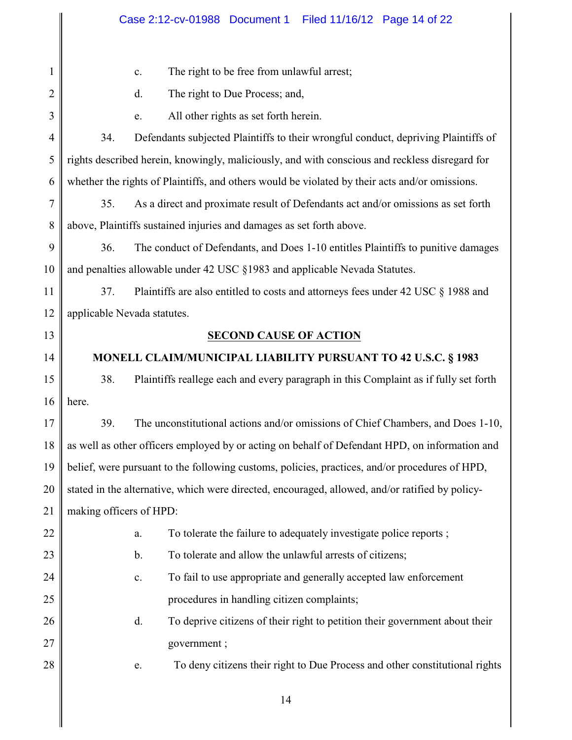c. The right to be free from unlawful arrest;

d. The right to Due Process; and,

e. All other rights as set forth herein.

34. Defendants subjected Plaintiffs to their wrongful conduct, depriving Plaintiffs of rights described herein, knowingly, maliciously, and with conscious and reckless disregard for whether the rights of Plaintiffs, and others would be violated by their acts and/or omissions.

35. As a direct and proximate result of Defendants act and/or omissions as set forth above, Plaintiffs sustained injuries and damages as set forth above.

36. The conduct of Defendants, and Does 1-10 entitles Plaintiffs to punitive damages and penalties allowable under 42 USC §1983 and applicable Nevada Statutes.

37. Plaintiffs are also entitled to costs and attorneys fees under 42 USC § 1988 and applicable Nevada statutes.

## SECOND CAUSE OF ACTION

### MONELL CLAIM/MUNICIPAL LIABILITY PURSUANT TO 42 U.S.C. § 1983

38. Plaintiffs reallege each and every paragraph in this Complaint as if fully set forth here.

39. The unconstitutional actions and/or omissions of Chief Chambers, and Does 1-10, as well as other officers employed by or acting on behalf of Defendant HPD, on information and belief, were pursuant to the following customs, policies, practices, and/or procedures of HPD, stated in the alternative, which were directed, encouraged, allowed, and/or ratified by policy-making officers of HPD:

a. To tolerate the failure to adequately investigate police reports ;

b. To tolerate and allow the unlawful arrests of citizens;

c. To fail to use appropriate and generally accepted law enforcement procedures in handling citizen complaints;

d. To deprive citizens of their right to petition their government about their government ;

e. To deny citizens their right to Due Process and other constitutional rights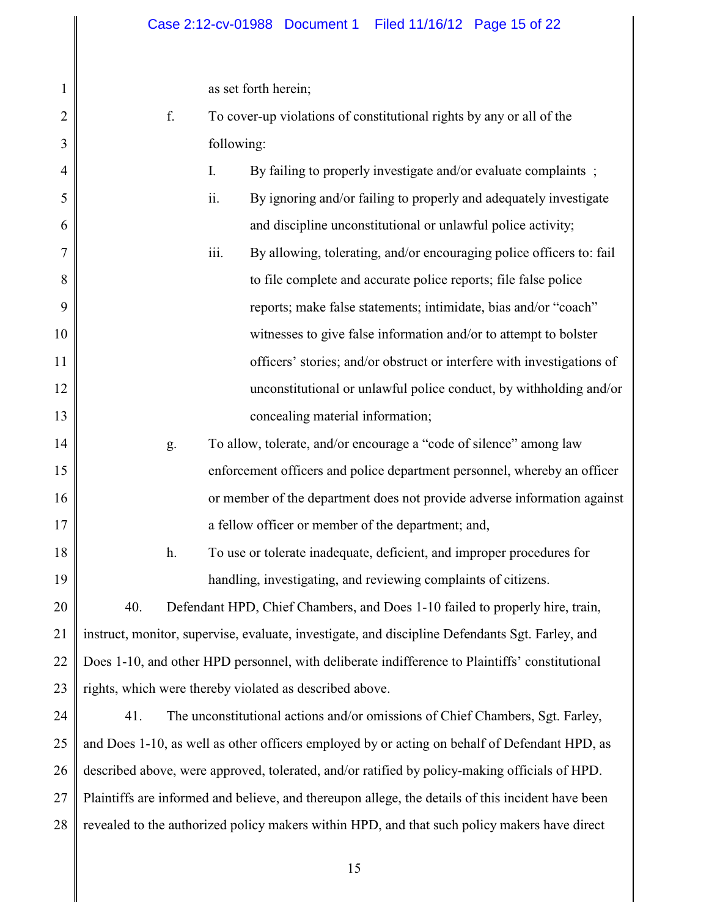as set forth herein;

f. To cover-up violations of constitutional rights by any or all of the following:

   I. By failing to properly investigate and/or evaluate complaints ;

   ii. By ignoring and/or failing to properly and adequately investigate and discipline unconstitutional or unlawful police activity;

   iii. By allowing, tolerating, and/or encouraging police officers to: fail to file complete and accurate police reports; file false police reports; make false statements; intimidate, bias and/or "coach" witnesses to give false information and/or to attempt to bolster officers' stories; and/or obstruct or interfere with investigations of unconstitutional or unlawful police conduct, by withholding and/or concealing material information;

g. To allow, tolerate, and/or encourage a "code of silence" among law enforcement officers and police department personnel, whereby an officer or member of the department does not provide adverse information against a fellow officer or member of the department; and,

h. To use or tolerate inadequate, deficient, and improper procedures for handling, investigating, and reviewing complaints of citizens.

40. Defendant HPD, Chief Chambers, and Does 1-10 failed to properly hire, train, instruct, monitor, supervise, evaluate, investigate, and discipline Defendants Sgt. Farley, and Does 1-10, and other HPD personnel, with deliberate indifference to Plaintiffs' constitutional rights, which were thereby violated as described above.

41. The unconstitutional actions and/or omissions of Chief Chambers, Sgt. Farley, and Does 1-10, as well as other officers employed by or acting on behalf of Defendant HPD, as described above, were approved, tolerated, and/or ratified by policy-making officials of HPD. Plaintiffs are informed and believe, and thereupon allege, the details of this incident have been revealed to the authorized policy makers within HPD, and that such policy makers have direct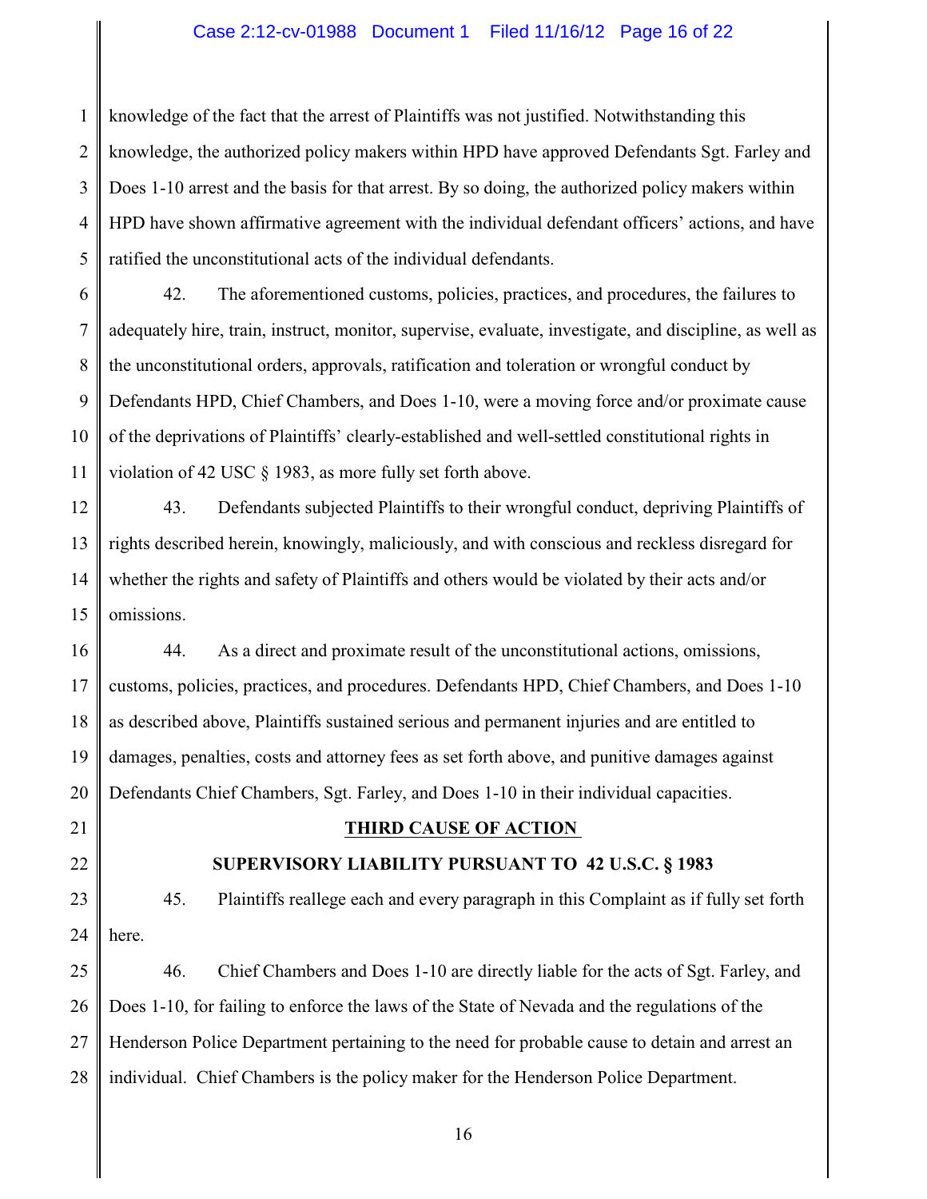knowledge of the fact that the arrest of Plaintiffs was not justified. Notwithstanding this knowledge, the authorized policy makers within HPD have approved Defendants Sgt. Farley and Does 1-10 arrest and the basis for that arrest. By so doing, the authorized policy makers within HPD have shown affirmative agreement with the individual defendant officers' actions, and have ratified the unconstitutional acts of the individual defendants.

42. The aforementioned customs, policies, practices, and procedures, the failures to adequately hire, train, instruct, monitor, supervise, evaluate, investigate, and discipline, as well as the unconstitutional orders, approvals, ratification and toleration or wrongful conduct by Defendants HPD, Chief Chambers, and Does 1-10, were a moving force and/or proximate cause of the deprivations of Plaintiffs' clearly-established and well-settled constitutional rights in violation of 42 USC § 1983, as more fully set forth above.

43. Defendants subjected Plaintiffs to their wrongful conduct, depriving Plaintiffs of rights described herein, knowingly, maliciously, and with conscious and reckless disregard for whether the rights and safety of Plaintiffs and others would be violated by their acts and/or omissions.

44. As a direct and proximate result of the unconstitutional actions, omissions, customs, policies, practices, and procedures. Defendants HPD, Chief Chambers, and Does 1-10 as described above, Plaintiffs sustained serious and permanent injuries and are entitled to damages, penalties, costs and attorney fees as set forth above, and punitive damages against Defendants Chief Chambers, Sgt. Farley, and Does 1-10 in their individual capacities.

## THIRD CAUSE OF ACTION

## SUPERVISORY LIABILITY PURSUANT TO 42 U.S.C. § 1983

45. Plaintiffs reallege each and every paragraph in this Complaint as if fully set forth here.

46. Chief Chambers and Does 1-10 are directly liable for the acts of Sgt. Farley, and Does 1-10, for failing to enforce the laws of the State of Nevada and the regulations of the Henderson Police Department pertaining to the need for probable cause to detain and arrest an individual. Chief Chambers is the policy maker for the Henderson Police Department.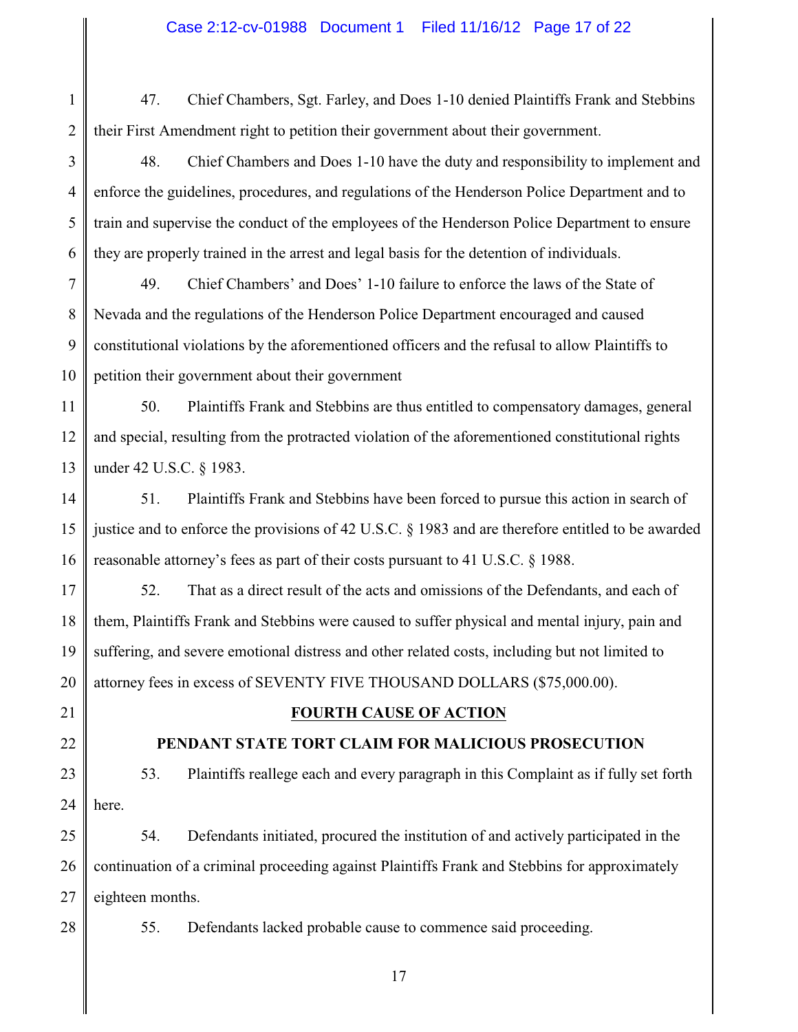47. Chief Chambers, Sgt. Farley, and Does 1-10 denied Plaintiffs Frank and Stebbins their First Amendment right to petition their government about their government.

48. Chief Chambers and Does 1-10 have the duty and responsibility to implement and enforce the guidelines, procedures, and regulations of the Henderson Police Department and to train and supervise the conduct of the employees of the Henderson Police Department to ensure they are properly trained in the arrest and legal basis for the detention of individuals.

49. Chief Chambers' and Does' 1-10 failure to enforce the laws of the State of Nevada and the regulations of the Henderson Police Department encouraged and caused constitutional violations by the aforementioned officers and the refusal to allow Plaintiffs to petition their government about their government

50. Plaintiffs Frank and Stebbins are thus entitled to compensatory damages, general and special, resulting from the protracted violation of the aforementioned constitutional rights under 42 U.S.C. § 1983.

51. Plaintiffs Frank and Stebbins have been forced to pursue this action in search of justice and to enforce the provisions of 42 U.S.C. § 1983 and are therefore entitled to be awarded reasonable attorney's fees as part of their costs pursuant to 41 U.S.C. § 1988.

52. That as a direct result of the acts and omissions of the Defendants, and each of them, Plaintiffs Frank and Stebbins were caused to suffer physical and mental injury, pain and suffering, and severe emotional distress and other related costs, including but not limited to attorney fees in excess of SEVENTY FIVE THOUSAND DOLLARS ($75,000.00).

## FOURTH CAUSE OF ACTION

## PENDANT STATE TORT CLAIM FOR MALICIOUS PROSECUTION

53. Plaintiffs reallege each and every paragraph in this Complaint as if fully set forth here.

54. Defendants initiated, procured the institution of and actively participated in the continuation of a criminal proceeding against Plaintiffs Frank and Stebbins for approximately eighteen months.

55. Defendants lacked probable cause to commence said proceeding.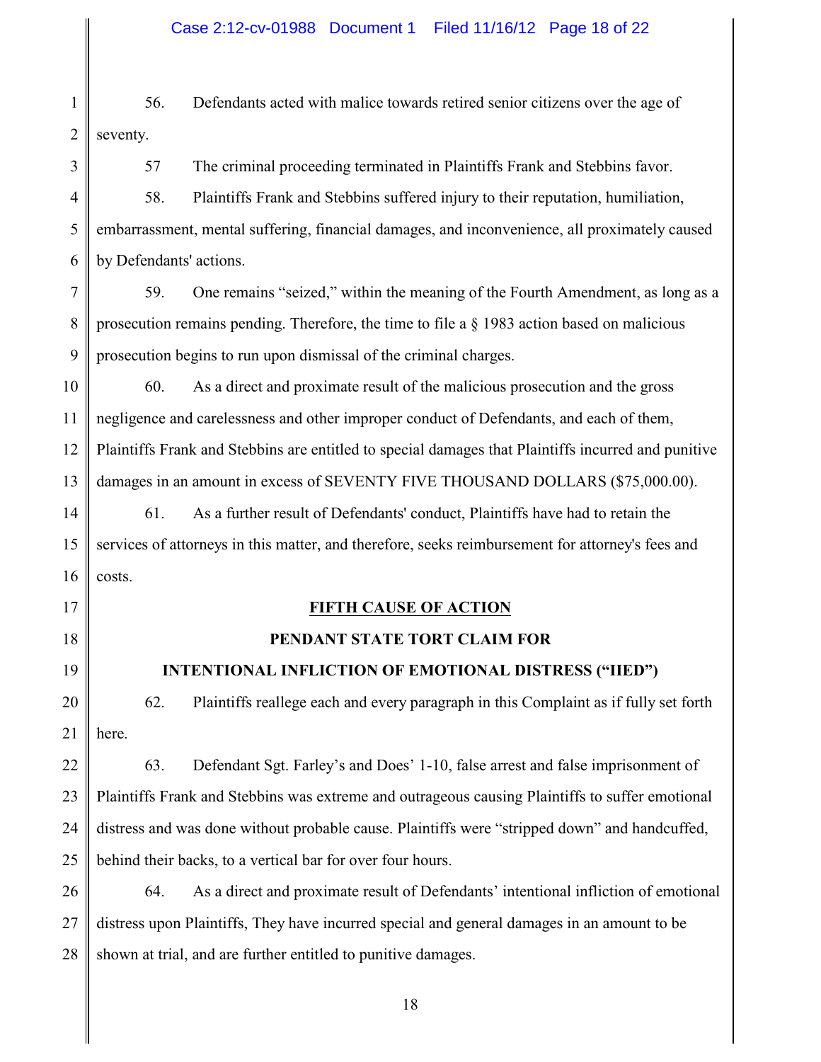56. Defendants acted with malice towards retired senior citizens over the age of seventy.

57 The criminal proceeding terminated in Plaintiffs Frank and Stebbins favor.

58. Plaintiffs Frank and Stebbins suffered injury to their reputation, humiliation, embarrassment, mental suffering, financial damages, and inconvenience, all proximately caused by Defendants' actions.

59. One remains "seized," within the meaning of the Fourth Amendment, as long as a prosecution remains pending. Therefore, the time to file a § 1983 action based on malicious prosecution begins to run upon dismissal of the criminal charges.

60. As a direct and proximate result of the malicious prosecution and the gross negligence and carelessness and other improper conduct of Defendants, and each of them, Plaintiffs Frank and Stebbins are entitled to special damages that Plaintiffs incurred and punitive damages in an amount in excess of SEVENTY FIVE THOUSAND DOLLARS ($75,000.00).

61. As a further result of Defendants' conduct, Plaintiffs have had to retain the services of attorneys in this matter, and therefore, seeks reimbursement for attorney's fees and costs.

**<u>FIFTH CAUSE OF ACTION</u>**

**PENDANT STATE TORT CLAIM FOR**

**INTENTIONAL INFLICTION OF EMOTIONAL DISTRESS ("IIED")**

62. Plaintiffs reallege each and every paragraph in this Complaint as if fully set forth here.

63. Defendant Sgt. Farley's and Does' 1-10, false arrest and false imprisonment of Plaintiffs Frank and Stebbins was extreme and outrageous causing Plaintiffs to suffer emotional distress and was done without probable cause. Plaintiffs were "stripped down" and handcuffed, behind their backs, to a vertical bar for over four hours.

64. As a direct and proximate result of Defendants' intentional infliction of emotional distress upon Plaintiffs, They have incurred special and general damages in an amount to be shown at trial, and are further entitled to punitive damages.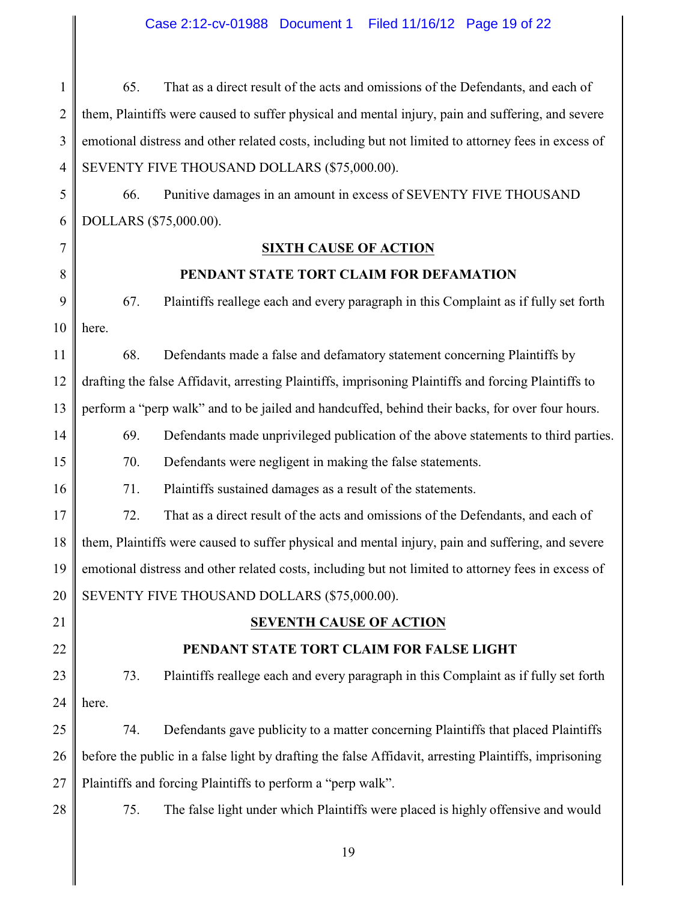65. That as a direct result of the acts and omissions of the Defendants, and each of them, Plaintiffs were caused to suffer physical and mental injury, pain and suffering, and severe emotional distress and other related costs, including but not limited to attorney fees in excess of SEVENTY FIVE THOUSAND DOLLARS ($75,000.00).

66. Punitive damages in an amount in excess of SEVENTY FIVE THOUSAND DOLLARS ($75,000.00).

## SIXTH CAUSE OF ACTION

## PENDANT STATE TORT CLAIM FOR DEFAMATION

67. Plaintiffs reallege each and every paragraph in this Complaint as if fully set forth here.

68. Defendants made a false and defamatory statement concerning Plaintiffs by drafting the false Affidavit, arresting Plaintiffs, imprisoning Plaintiffs and forcing Plaintiffs to perform a "perp walk" and to be jailed and handcuffed, behind their backs, for over four hours.

69. Defendants made unprivileged publication of the above statements to third parties.

70. Defendants were negligent in making the false statements.

71. Plaintiffs sustained damages as a result of the statements.

72. That as a direct result of the acts and omissions of the Defendants, and each of them, Plaintiffs were caused to suffer physical and mental injury, pain and suffering, and severe emotional distress and other related costs, including but not limited to attorney fees in excess of SEVENTY FIVE THOUSAND DOLLARS ($75,000.00).

## SEVENTH CAUSE OF ACTION

## PENDANT STATE TORT CLAIM FOR FALSE LIGHT

73. Plaintiffs reallege each and every paragraph in this Complaint as if fully set forth here.

74. Defendants gave publicity to a matter concerning Plaintiffs that placed Plaintiffs before the public in a false light by drafting the false Affidavit, arresting Plaintiffs, imprisoning Plaintiffs and forcing Plaintiffs to perform a "perp walk".

75. The false light under which Plaintiffs were placed is highly offensive and would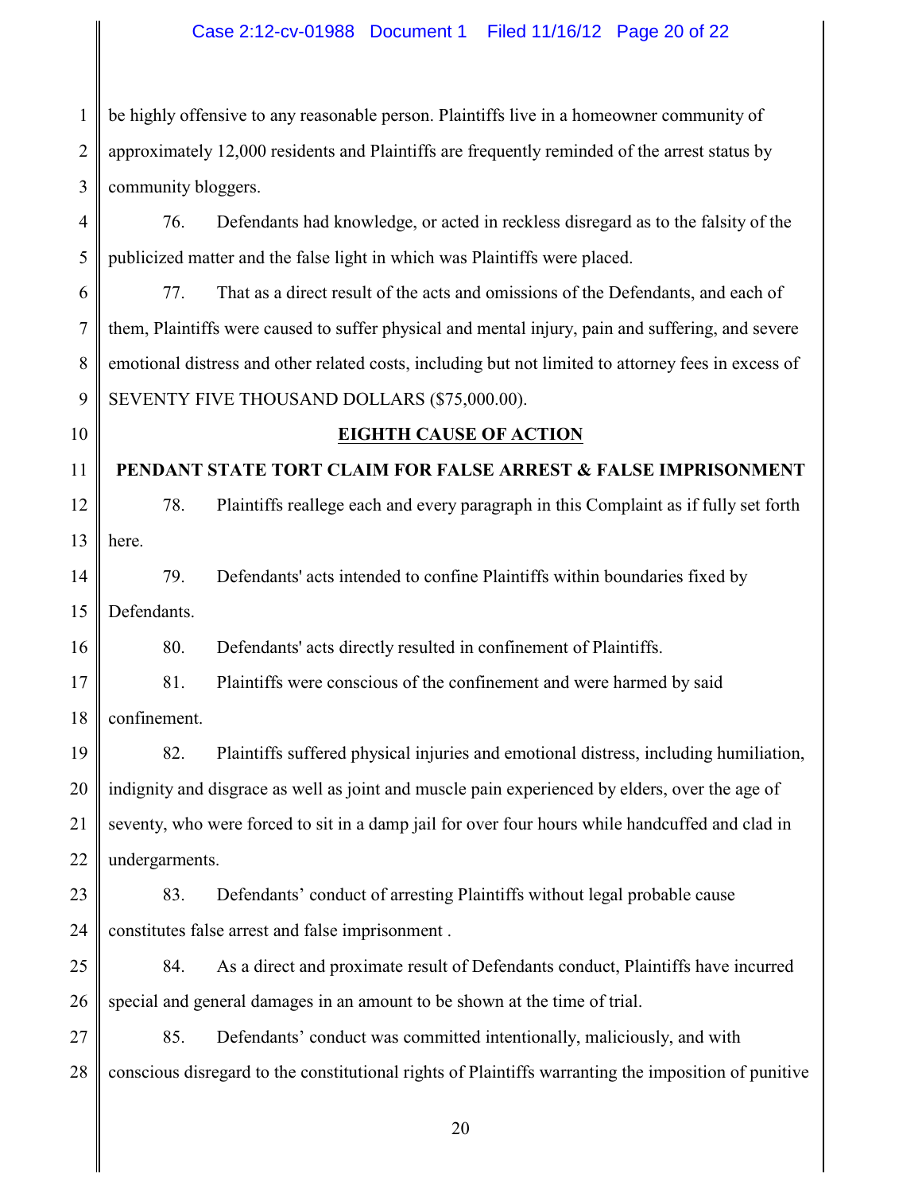be highly offensive to any reasonable person. Plaintiffs live in a homeowner community of approximately 12,000 residents and Plaintiffs are frequently reminded of the arrest status by community bloggers.

76. Defendants had knowledge, or acted in reckless disregard as to the falsity of the publicized matter and the false light in which was Plaintiffs were placed.

77. That as a direct result of the acts and omissions of the Defendants, and each of them, Plaintiffs were caused to suffer physical and mental injury, pain and suffering, and severe emotional distress and other related costs, including but not limited to attorney fees in excess of SEVENTY FIVE THOUSAND DOLLARS ($75,000.00).

**EIGHTH CAUSE OF ACTION**

**PENDANT STATE TORT CLAIM FOR FALSE ARREST & FALSE IMPRISONMENT**

78. Plaintiffs reallege each and every paragraph in this Complaint as if fully set forth here.

79. Defendants' acts intended to confine Plaintiffs within boundaries fixed by Defendants.

80. Defendants' acts directly resulted in confinement of Plaintiffs.

81. Plaintiffs were conscious of the confinement and were harmed by said confinement.

82. Plaintiffs suffered physical injuries and emotional distress, including humiliation, indignity and disgrace as well as joint and muscle pain experienced by elders, over the age of seventy, who were forced to sit in a damp jail for over four hours while handcuffed and clad in undergarments.

83. Defendants' conduct of arresting Plaintiffs without legal probable cause constitutes false arrest and false imprisonment .

84. As a direct and proximate result of Defendants conduct, Plaintiffs have incurred special and general damages in an amount to be shown at the time of trial.

85. Defendants' conduct was committed intentionally, maliciously, and with conscious disregard to the constitutional rights of Plaintiffs warranting the imposition of punitive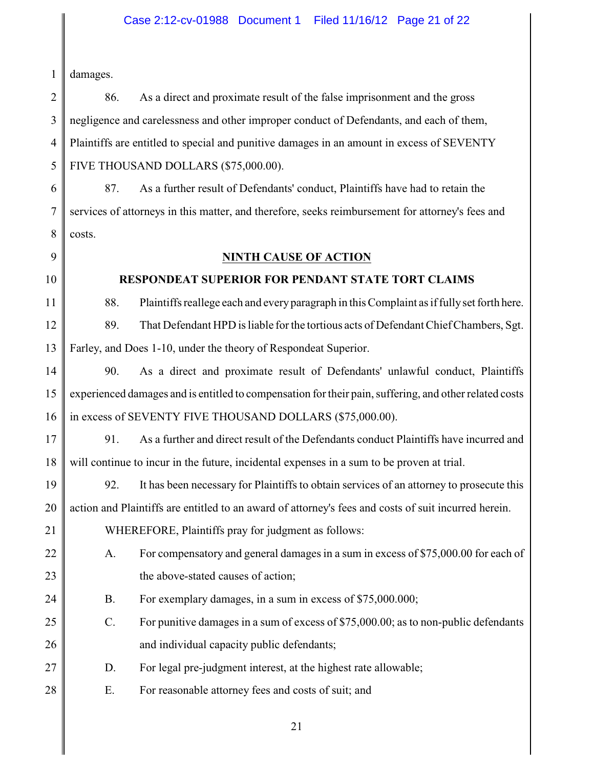damages.

86. As a direct and proximate result of the false imprisonment and the gross negligence and carelessness and other improper conduct of Defendants, and each of them, Plaintiffs are entitled to special and punitive damages in an amount in excess of SEVENTY FIVE THOUSAND DOLLARS ($75,000.00).

87. As a further result of Defendants' conduct, Plaintiffs have had to retain the services of attorneys in this matter, and therefore, seeks reimbursement for attorney's fees and costs.

**NINTH CAUSE OF ACTION**

**RESPONDEAT SUPERIOR FOR PENDANT STATE TORT CLAIMS**

88. Plaintiffs reallege each and every paragraph in this Complaint as if fully set forth here.

89. That Defendant HPD is liable for the tortious acts of Defendant Chief Chambers, Sgt. Farley, and Does 1-10, under the theory of Respondeat Superior.

90. As a direct and proximate result of Defendants' unlawful conduct, Plaintiffs experienced damages and is entitled to compensation for their pain, suffering, and other related costs in excess of SEVENTY FIVE THOUSAND DOLLARS ($75,000.00).

91. As a further and direct result of the Defendants conduct Plaintiffs have incurred and will continue to incur in the future, incidental expenses in a sum to be proven at trial.

92. It has been necessary for Plaintiffs to obtain services of an attorney to prosecute this action and Plaintiffs are entitled to an award of attorney's fees and costs of suit incurred herein.

WHEREFORE, Plaintiffs pray for judgment as follows:

A. For compensatory and general damages in a sum in excess of $75,000.00 for each of the above-stated causes of action;

B. For exemplary damages, in a sum in excess of $75,000.000;

C. For punitive damages in a sum of excess of $75,000.00; as to non-public defendants and individual capacity public defendants;

D. For legal pre-judgment interest, at the highest rate allowable;

E. For reasonable attorney fees and costs of suit; and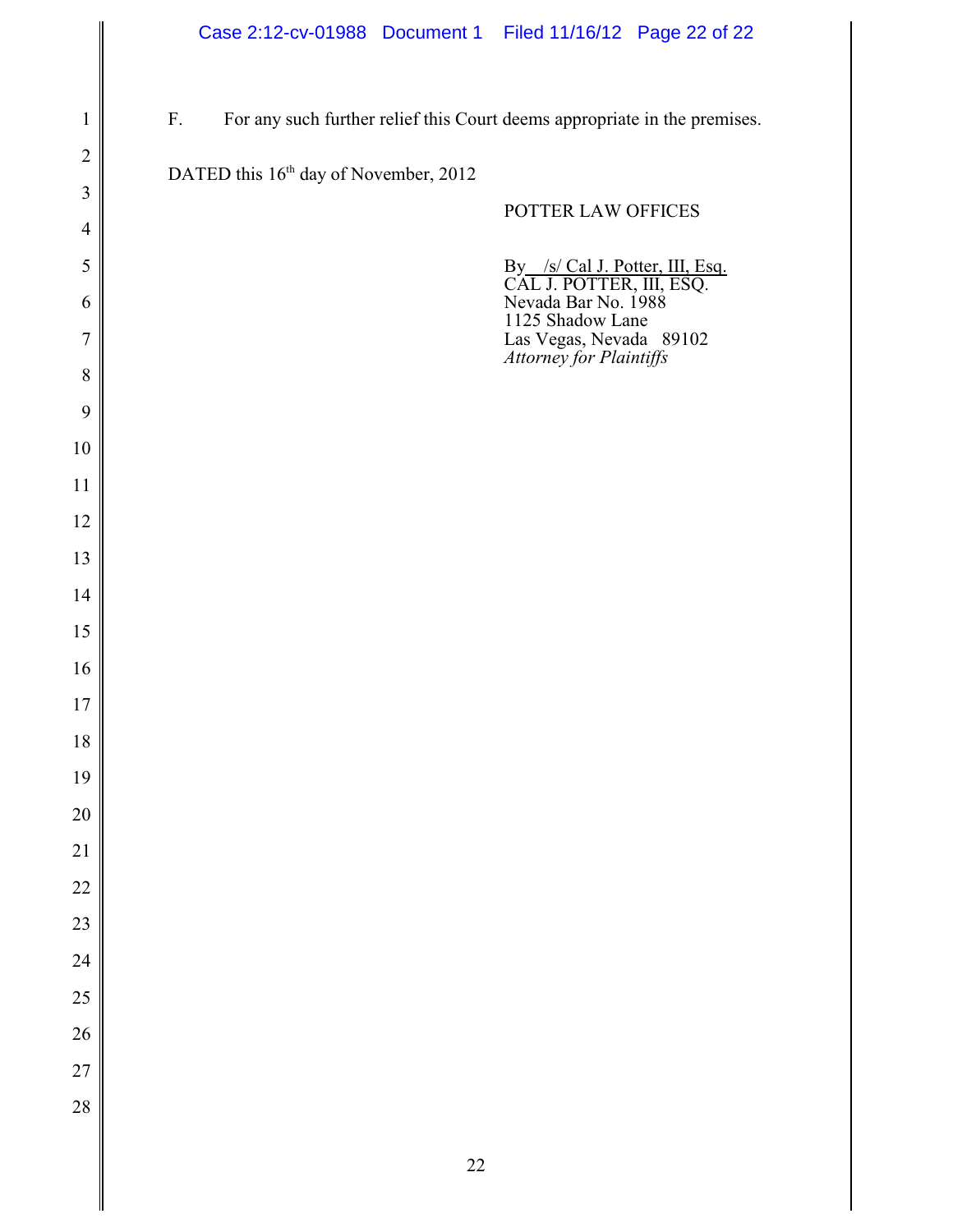F. For any such further relief this Court deems appropriate in the premises.

DATED this 16th day of November, 2012

POTTER LAW OFFICES

By /s/ Cal J. Potter, III, Esq.
CAL J. POTTER, III, ESQ.
Nevada Bar No. 1988
1125 Shadow Lane
Las Vegas, Nevada 89102
*Attorney for Plaintiffs*